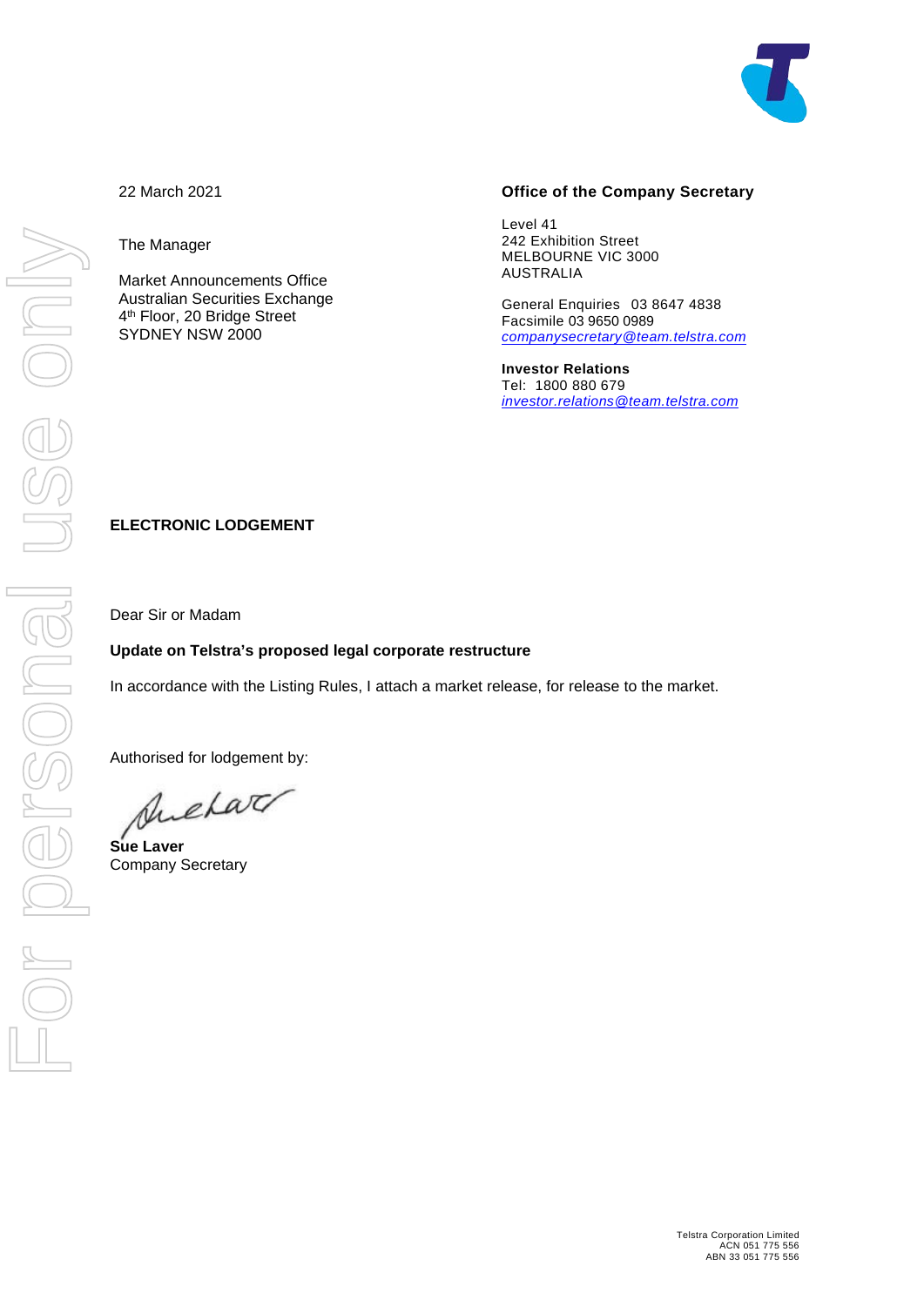22 March 2021

The Manager

Market Announcements Office
Australian Securities Exchange
4th Floor, 20 Bridge Street
SYDNEY NSW 2000

**Office of the Company Secretary**

Level 41
242 Exhibition Street
MELBOURNE VIC 3000
AUSTRALIA

General Enquiries 03 8647 4838
Facsimile 03 9650 0989
*companysecretary@team.telstra.com*

**Investor Relations**
Tel: 1800 880 679
*investor.relations@team.telstra.com*

**ELECTRONIC LODGEMENT**

Dear Sir or Madam

**Update on Telstra's proposed legal corporate restructure**

In accordance with the Listing Rules, I attach a market release, for release to the market.

Authorised for lodgement by:

**Sue Laver**
Company Secretary

Telstra Corporation Limited
ACN 051 775 556
ABN 33 051 775 556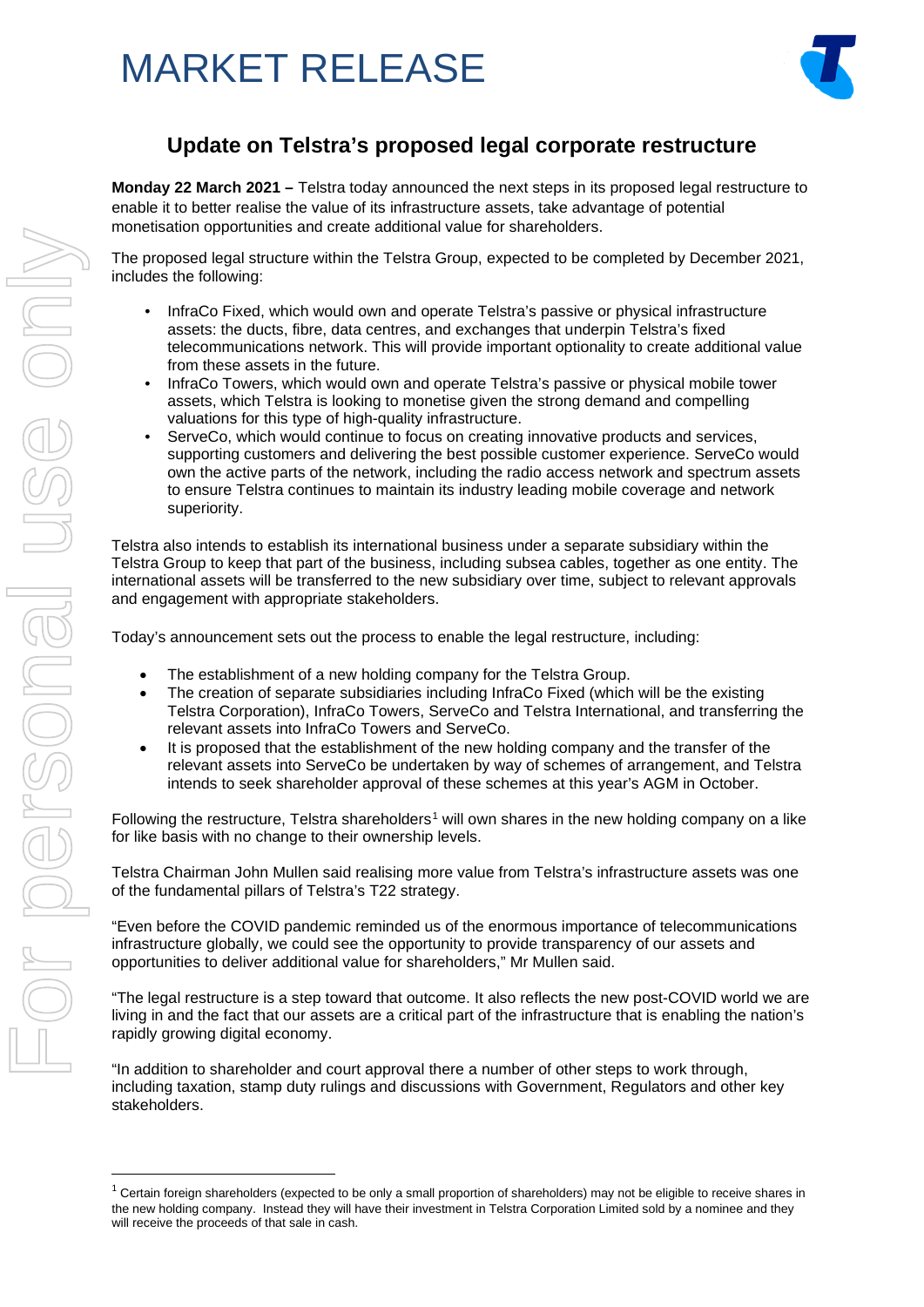# MARKET RELEASE

## Update on Telstra's proposed legal corporate restructure

**Monday 22 March 2021 –** Telstra today announced the next steps in its proposed legal restructure to enable it to better realise the value of its infrastructure assets, take advantage of potential monetisation opportunities and create additional value for shareholders.

The proposed legal structure within the Telstra Group, expected to be completed by December 2021, includes the following:

- InfraCo Fixed, which would own and operate Telstra's passive or physical infrastructure assets: the ducts, fibre, data centres, and exchanges that underpin Telstra's fixed telecommunications network. This will provide important optionality to create additional value from these assets in the future.
- InfraCo Towers, which would own and operate Telstra's passive or physical mobile tower assets, which Telstra is looking to monetise given the strong demand and compelling valuations for this type of high-quality infrastructure.
- ServeCo, which would continue to focus on creating innovative products and services, supporting customers and delivering the best possible customer experience. ServeCo would own the active parts of the network, including the radio access network and spectrum assets to ensure Telstra continues to maintain its industry leading mobile coverage and network superiority.

Telstra also intends to establish its international business under a separate subsidiary within the Telstra Group to keep that part of the business, including subsea cables, together as one entity. The international assets will be transferred to the new subsidiary over time, subject to relevant approvals and engagement with appropriate stakeholders.

Today's announcement sets out the process to enable the legal restructure, including:

- The establishment of a new holding company for the Telstra Group.
- The creation of separate subsidiaries including InfraCo Fixed (which will be the existing Telstra Corporation), InfraCo Towers, ServeCo and Telstra International, and transferring the relevant assets into InfraCo Towers and ServeCo.
- It is proposed that the establishment of the new holding company and the transfer of the relevant assets into ServeCo be undertaken by way of schemes of arrangement, and Telstra intends to seek shareholder approval of these schemes at this year's AGM in October.

Following the restructure, Telstra shareholders[1] will own shares in the new holding company on a like for like basis with no change to their ownership levels.

Telstra Chairman John Mullen said realising more value from Telstra's infrastructure assets was one of the fundamental pillars of Telstra's T22 strategy.

"Even before the COVID pandemic reminded us of the enormous importance of telecommunications infrastructure globally, we could see the opportunity to provide transparency of our assets and opportunities to deliver additional value for shareholders," Mr Mullen said.

"The legal restructure is a step toward that outcome. It also reflects the new post-COVID world we are living in and the fact that our assets are a critical part of the infrastructure that is enabling the nation's rapidly growing digital economy.

"In addition to shareholder and court approval there a number of other steps to work through, including taxation, stamp duty rulings and discussions with Government, Regulators and other key stakeholders.

---

[1] Certain foreign shareholders (expected to be only a small proportion of shareholders) may not be eligible to receive shares in the new holding company. Instead they will have their investment in Telstra Corporation Limited sold by a nominee and they will receive the proceeds of that sale in cash.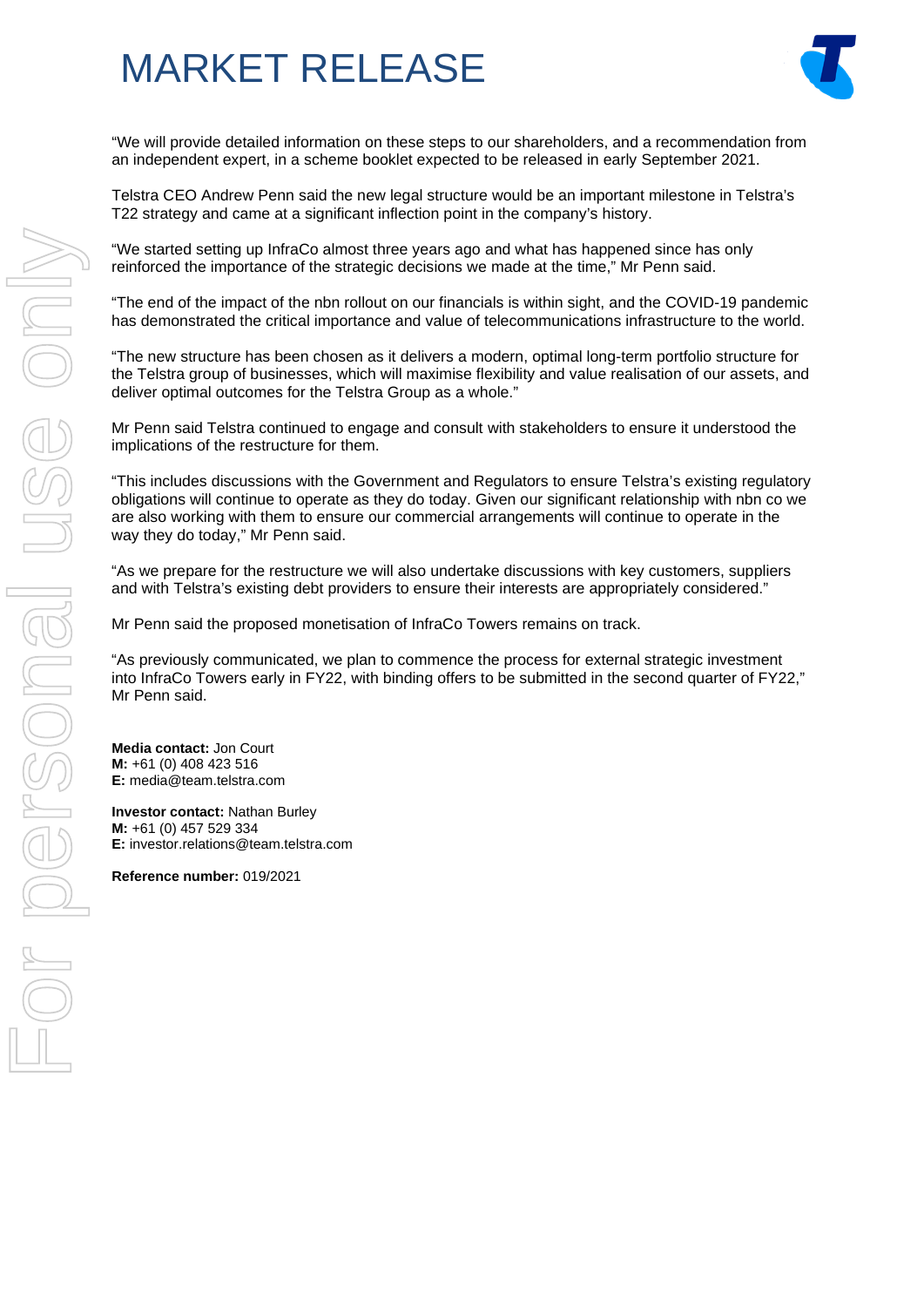"We will provide detailed information on these steps to our shareholders, and a recommendation from an independent expert, in a scheme booklet expected to be released in early September 2021.

Telstra CEO Andrew Penn said the new legal structure would be an important milestone in Telstra's T22 strategy and came at a significant inflection point in the company's history.

"We started setting up InfraCo almost three years ago and what has happened since has only reinforced the importance of the strategic decisions we made at the time," Mr Penn said.

"The end of the impact of the nbn rollout on our financials is within sight, and the COVID-19 pandemic has demonstrated the critical importance and value of telecommunications infrastructure to the world.

"The new structure has been chosen as it delivers a modern, optimal long-term portfolio structure for the Telstra group of businesses, which will maximise flexibility and value realisation of our assets, and deliver optimal outcomes for the Telstra Group as a whole."

Mr Penn said Telstra continued to engage and consult with stakeholders to ensure it understood the implications of the restructure for them.

"This includes discussions with the Government and Regulators to ensure Telstra's existing regulatory obligations will continue to operate as they do today. Given our significant relationship with nbn co we are also working with them to ensure our commercial arrangements will continue to operate in the way they do today," Mr Penn said.

"As we prepare for the restructure we will also undertake discussions with key customers, suppliers and with Telstra's existing debt providers to ensure their interests are appropriately considered."

Mr Penn said the proposed monetisation of InfraCo Towers remains on track.

"As previously communicated, we plan to commence the process for external strategic investment into InfraCo Towers early in FY22, with binding offers to be submitted in the second quarter of FY22," Mr Penn said.

**Media contact:** Jon Court
**M:** +61 (0) 408 423 516
**E:** media@team.telstra.com

**Investor contact:** Nathan Burley
**M:** +61 (0) 457 529 334
**E:** investor.relations@team.telstra.com

**Reference number:** 019/2021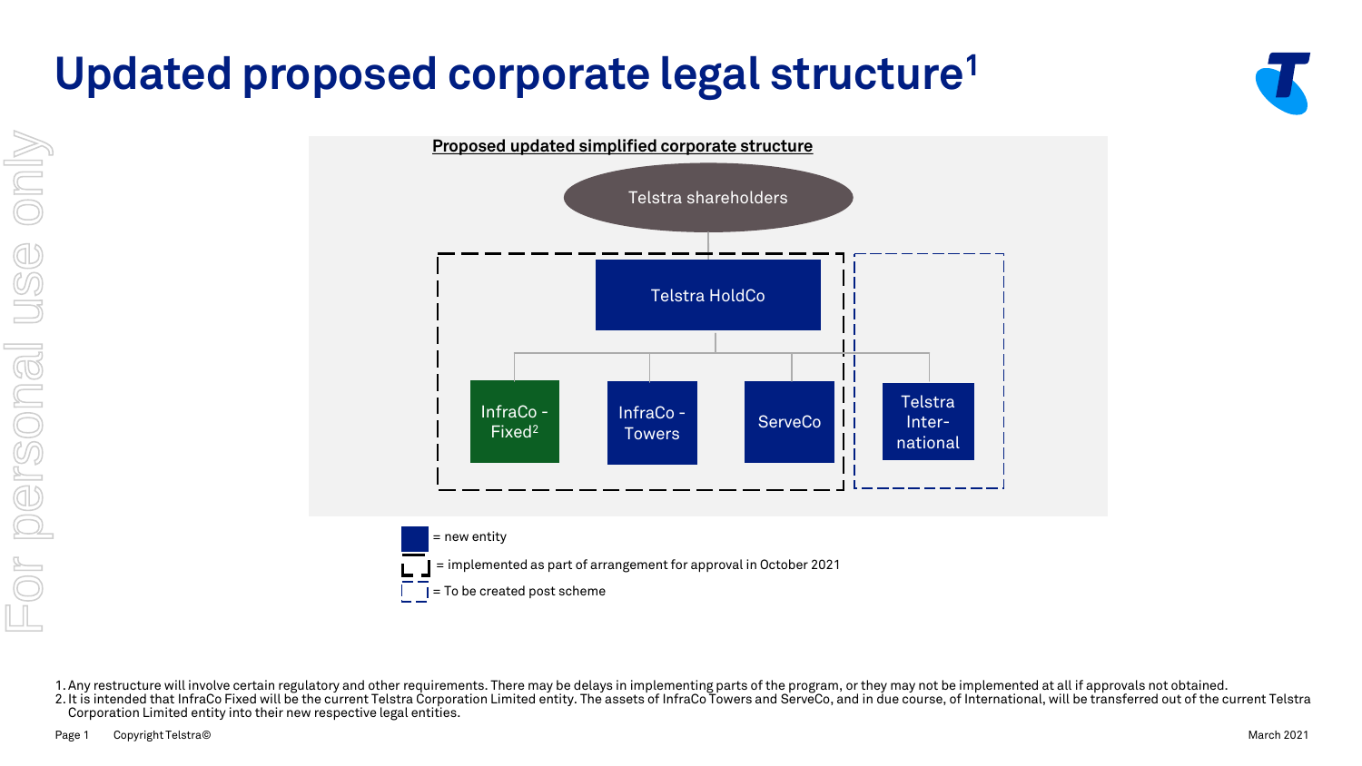# Updated proposed corporate legal structure[1]

**Proposed updated simplified corporate structure**

- Telstra shareholders
  - Telstra HoldCo
    - InfraCo - Fixed[2]
    - InfraCo - Towers
    - ServeCo
    - Telstra International

= new entity

= implemented as part of arrangement for approval in October 2021

= To be created post scheme

1. Any restructure will involve certain regulatory and other requirements. There may be delays in implementing parts of the program, or they may not be implemented at all if approvals not obtained.
2. It is intended that InfraCo Fixed will be the current Telstra Corporation Limited entity. The assets of InfraCo Towers and ServeCo, and in due course, of International, will be transferred out of the current Telstra Corporation Limited entity into their new respective legal entities.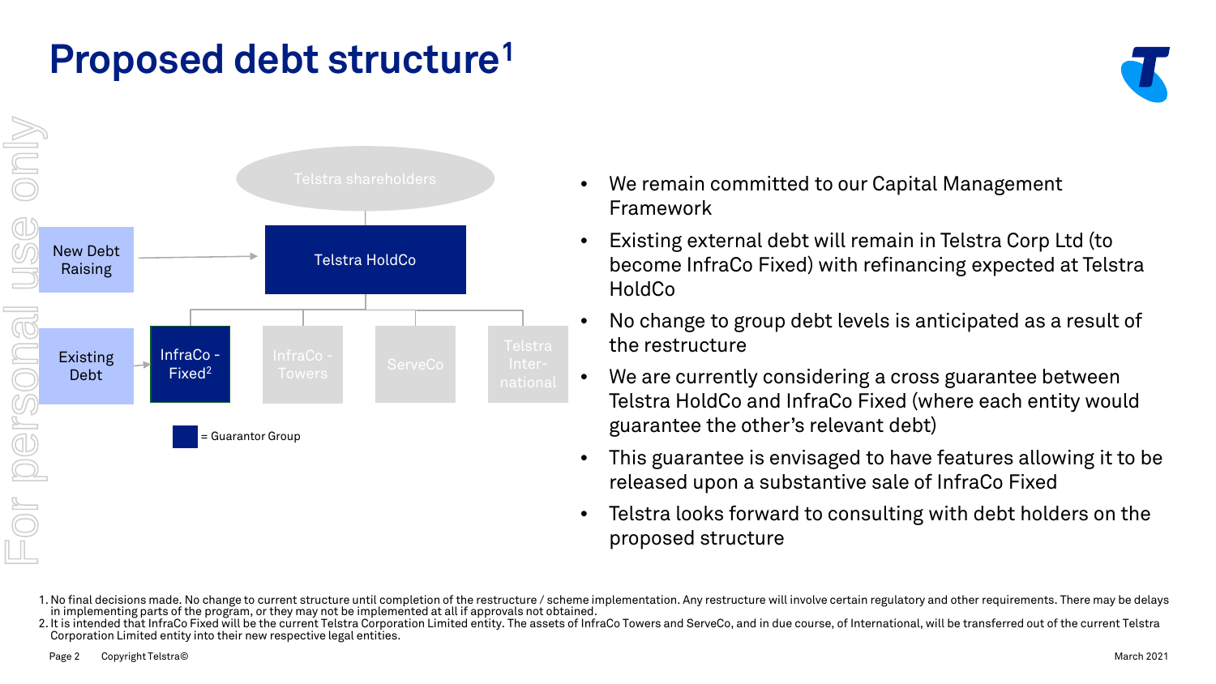# Proposed debt structure[1]

Telstra shareholders

New Debt Raising

Telstra HoldCo

Existing Debt

InfraCo - Fixed[2]

InfraCo - Towers

ServeCo

Telstra International

= Guarantor Group

- We remain committed to our Capital Management Framework
- Existing external debt will remain in Telstra Corp Ltd (to become InfraCo Fixed) with refinancing expected at Telstra HoldCo
- No change to group debt levels is anticipated as a result of the restructure
- We are currently considering a cross guarantee between Telstra HoldCo and InfraCo Fixed (where each entity would guarantee the other's relevant debt)
- This guarantee is envisaged to have features allowing it to be released upon a substantive sale of InfraCo Fixed
- Telstra looks forward to consulting with debt holders on the proposed structure

1. No final decisions made. No change to current structure until completion of the restructure / scheme implementation. Any restructure will involve certain regulatory and other requirements. There may be delays in implementing parts of the program, or they may not be implemented at all if approvals not obtained.
2. It is intended that InfraCo Fixed will be the current Telstra Corporation Limited entity. The assets of InfraCo Towers and ServeCo, and in due course, of International, will be transferred out of the current Telstra Corporation Limited entity into their new respective legal entities.

Copyright Telstra©

March 2021